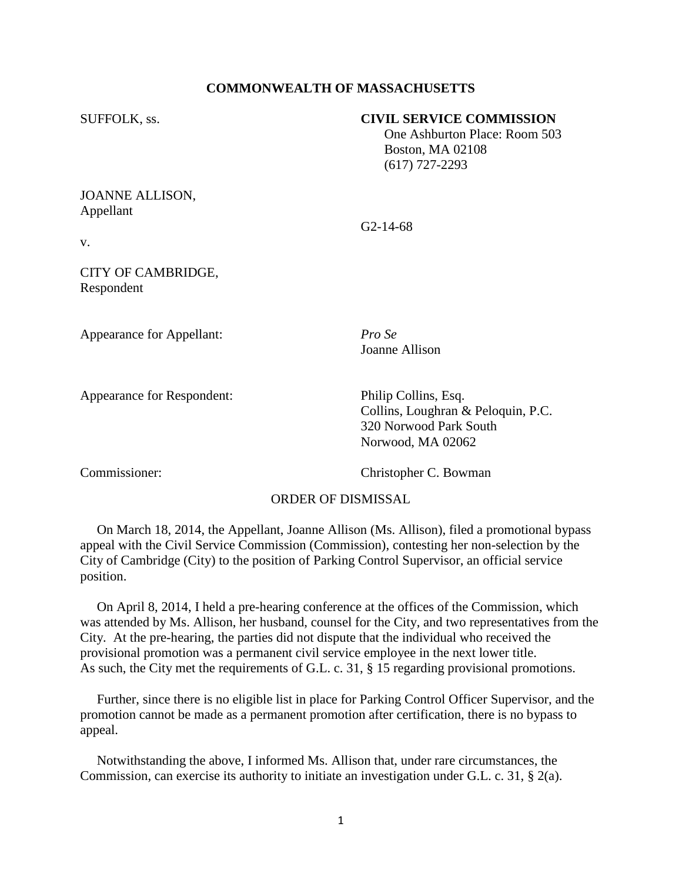**COMMONWEALTH OF MASSACHUSETTS**

SUFFOLK, ss.

**CIVIL SERVICE COMMISSION**
One Ashburton Place: Room 503
Boston, MA 02108
(617) 727-2293

JOANNE ALLISON,
Appellant

v.

G2-14-68

CITY OF CAMBRIDGE,
Respondent

Appearance for Appellant: *Pro Se*
Joanne Allison

Appearance for Respondent: Philip Collins, Esq.
Collins, Loughran & Peloquin, P.C.
320 Norwood Park South
Norwood, MA 02062

Commissioner: Christopher C. Bowman

ORDER OF DISMISSAL

On March 18, 2014, the Appellant, Joanne Allison (Ms. Allison), filed a promotional bypass appeal with the Civil Service Commission (Commission), contesting her non-selection by the City of Cambridge (City) to the position of Parking Control Supervisor, an official service position.

On April 8, 2014, I held a pre-hearing conference at the offices of the Commission, which was attended by Ms. Allison, her husband, counsel for the City, and two representatives from the City. At the pre-hearing, the parties did not dispute that the individual who received the provisional promotion was a permanent civil service employee in the next lower title. As such, the City met the requirements of G.L. c. 31, § 15 regarding provisional promotions.

Further, since there is no eligible list in place for Parking Control Officer Supervisor, and the promotion cannot be made as a permanent promotion after certification, there is no bypass to appeal.

Notwithstanding the above, I informed Ms. Allison that, under rare circumstances, the Commission, can exercise its authority to initiate an investigation under G.L. c. 31, § 2(a).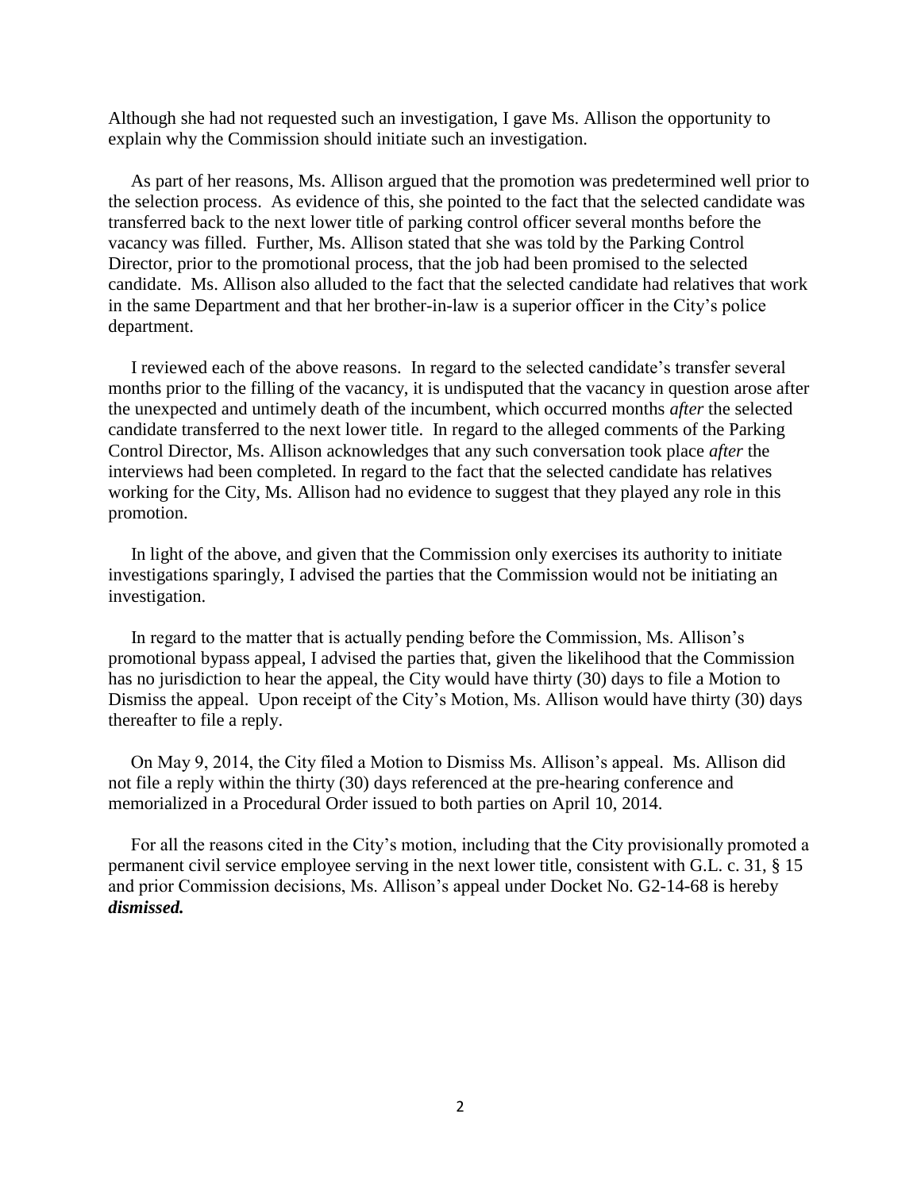Although she had not requested such an investigation, I gave Ms. Allison the opportunity to explain why the Commission should initiate such an investigation.

As part of her reasons, Ms. Allison argued that the promotion was predetermined well prior to the selection process. As evidence of this, she pointed to the fact that the selected candidate was transferred back to the next lower title of parking control officer several months before the vacancy was filled. Further, Ms. Allison stated that she was told by the Parking Control Director, prior to the promotional process, that the job had been promised to the selected candidate. Ms. Allison also alluded to the fact that the selected candidate had relatives that work in the same Department and that her brother-in-law is a superior officer in the City's police department.

I reviewed each of the above reasons. In regard to the selected candidate's transfer several months prior to the filling of the vacancy, it is undisputed that the vacancy in question arose after the unexpected and untimely death of the incumbent, which occurred months *after* the selected candidate transferred to the next lower title. In regard to the alleged comments of the Parking Control Director, Ms. Allison acknowledges that any such conversation took place *after* the interviews had been completed. In regard to the fact that the selected candidate has relatives working for the City, Ms. Allison had no evidence to suggest that they played any role in this promotion.

In light of the above, and given that the Commission only exercises its authority to initiate investigations sparingly, I advised the parties that the Commission would not be initiating an investigation.

In regard to the matter that is actually pending before the Commission, Ms. Allison's promotional bypass appeal, I advised the parties that, given the likelihood that the Commission has no jurisdiction to hear the appeal, the City would have thirty (30) days to file a Motion to Dismiss the appeal. Upon receipt of the City's Motion, Ms. Allison would have thirty (30) days thereafter to file a reply.

On May 9, 2014, the City filed a Motion to Dismiss Ms. Allison's appeal. Ms. Allison did not file a reply within the thirty (30) days referenced at the pre-hearing conference and memorialized in a Procedural Order issued to both parties on April 10, 2014.

For all the reasons cited in the City's motion, including that the City provisionally promoted a permanent civil service employee serving in the next lower title, consistent with G.L. c. 31, § 15 and prior Commission decisions, Ms. Allison's appeal under Docket No. G2-14-68 is hereby ***dismissed.***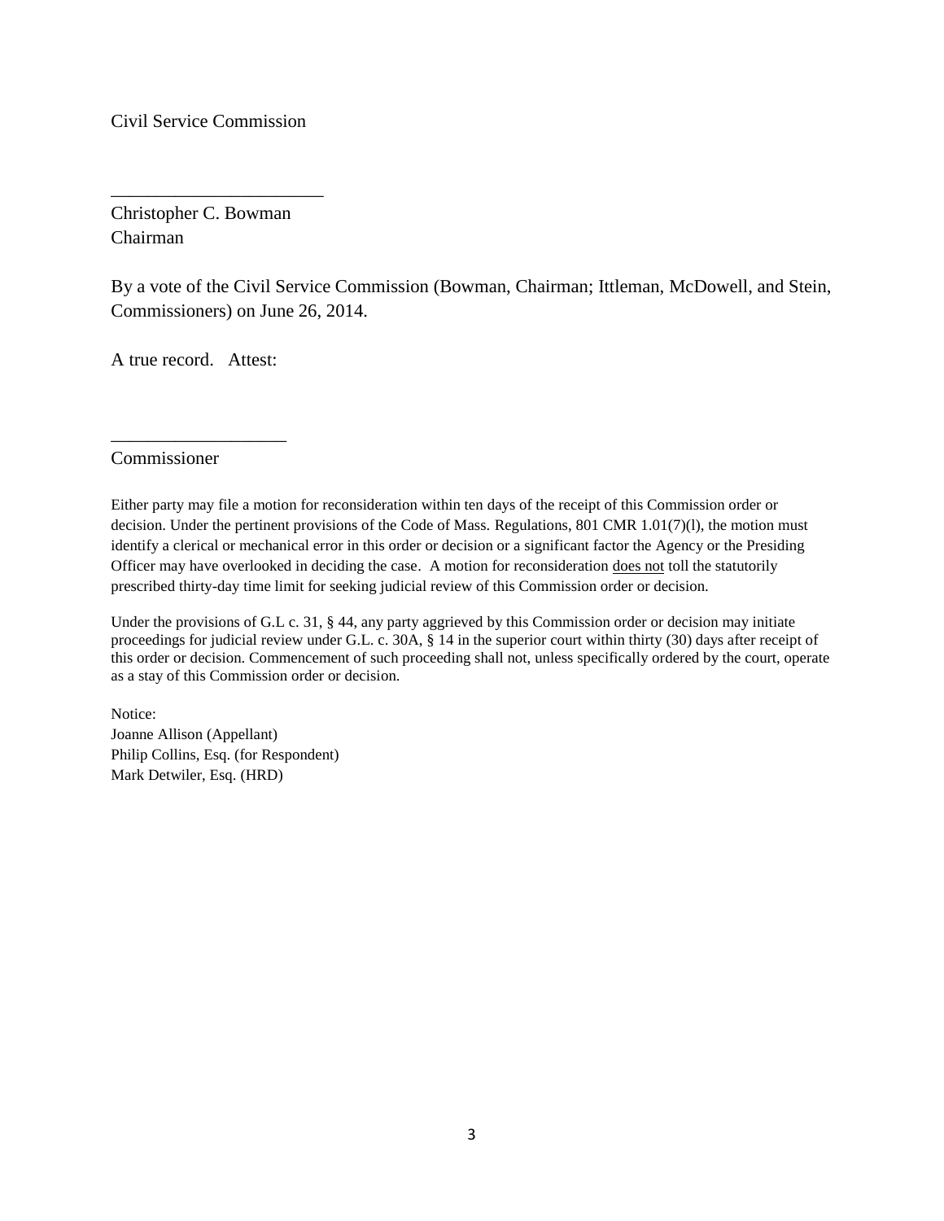Civil Service Commission

_______________________
Christopher C. Bowman
Chairman

By a vote of the Civil Service Commission (Bowman, Chairman; Ittleman, McDowell, and Stein, Commissioners) on June 26, 2014.

A true record. Attest:

___________________
Commissioner

Either party may file a motion for reconsideration within ten days of the receipt of this Commission order or decision. Under the pertinent provisions of the Code of Mass. Regulations, 801 CMR 1.01(7)(l), the motion must identify a clerical or mechanical error in this order or decision or a significant factor the Agency or the Presiding Officer may have overlooked in deciding the case. A motion for reconsideration <u>does not</u> toll the statutorily prescribed thirty-day time limit for seeking judicial review of this Commission order or decision.

Under the provisions of G.L c. 31, § 44, any party aggrieved by this Commission order or decision may initiate proceedings for judicial review under G.L. c. 30A, § 14 in the superior court within thirty (30) days after receipt of this order or decision. Commencement of such proceeding shall not, unless specifically ordered by the court, operate as a stay of this Commission order or decision.

Notice:
Joanne Allison (Appellant)
Philip Collins, Esq. (for Respondent)
Mark Detwiler, Esq. (HRD)